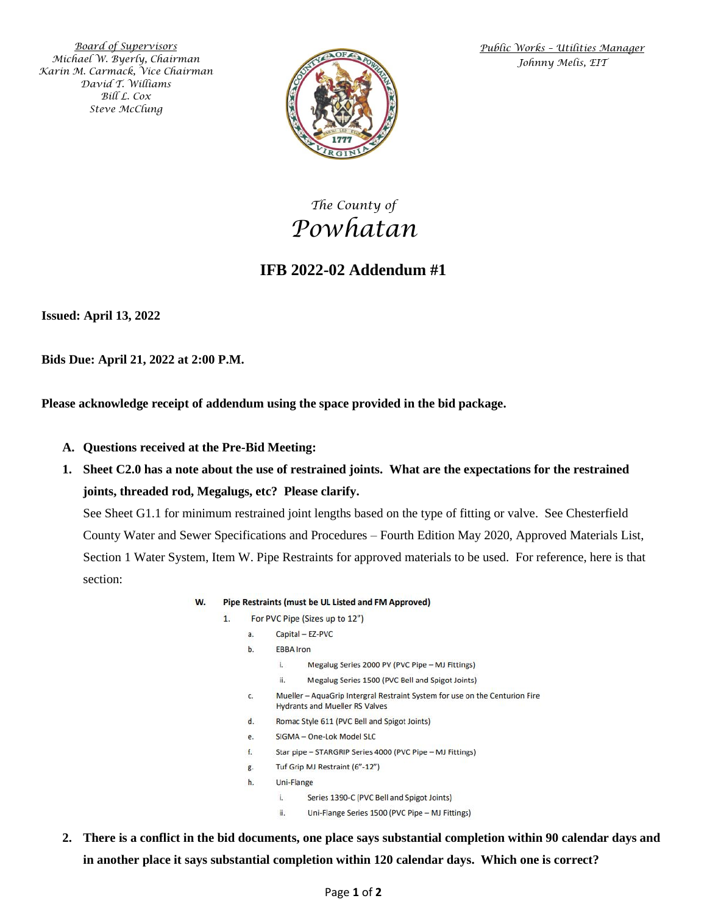*Board of Supervisors*
*Michael W. Byerly, Chairman*
*Karin M. Carmack, Vice Chairman*
*David T. Williams*
*Bill L. Cox*
*Steve McClung*

*Public Works – Utilities Manager*
*Johnny Melis, EIT*

*The County of*
# *Powhatan*

## IFB 2022-02 Addendum #1

**Issued: April 13, 2022**

**Bids Due: April 21, 2022 at 2:00 P.M.**

**Please acknowledge receipt of addendum using the space provided in the bid package.**

**A. Questions received at the Pre-Bid Meeting:**

**1. Sheet C2.0 has a note about the use of restrained joints. What are the expectations for the restrained joints, threaded rod, Megalugs, etc? Please clarify.**

See Sheet G1.1 for minimum restrained joint lengths based on the type of fitting or valve. See Chesterfield County Water and Sewer Specifications and Procedures – Fourth Edition May 2020, Approved Materials List, Section 1 Water System, Item W. Pipe Restraints for approved materials to be used. For reference, here is that section:

**W. Pipe Restraints (must be UL Listed and FM Approved)**

1. For PVC Pipe (Sizes up to 12")
   a. Capital – EZ-PVC
   b. EBBA Iron
      i. Megalug Series 2000 PV (PVC Pipe – MJ Fittings)
      ii. Megalug Series 1500 (PVC Bell and Spigot Joints)
   c. Mueller – AquaGrip Intergral Restraint System for use on the Centurion Fire Hydrants and Mueller RS Valves
   d. Romac Style 611 (PVC Bell and Spigot Joints)
   e. SIGMA – One-Lok Model SLC
   f. Star pipe – STARGRIP Series 4000 (PVC Pipe – MJ Fittings)
   g. Tuf Grip MJ Restraint (6"-12")
   h. Uni-Flange
      i. Series 1390-C (PVC Bell and Spigot Joints)
      ii. Uni-Flange Series 1500 (PVC Pipe – MJ Fittings)

**2. There is a conflict in the bid documents, one place says substantial completion within 90 calendar days and in another place it says substantial completion within 120 calendar days. Which one is correct?**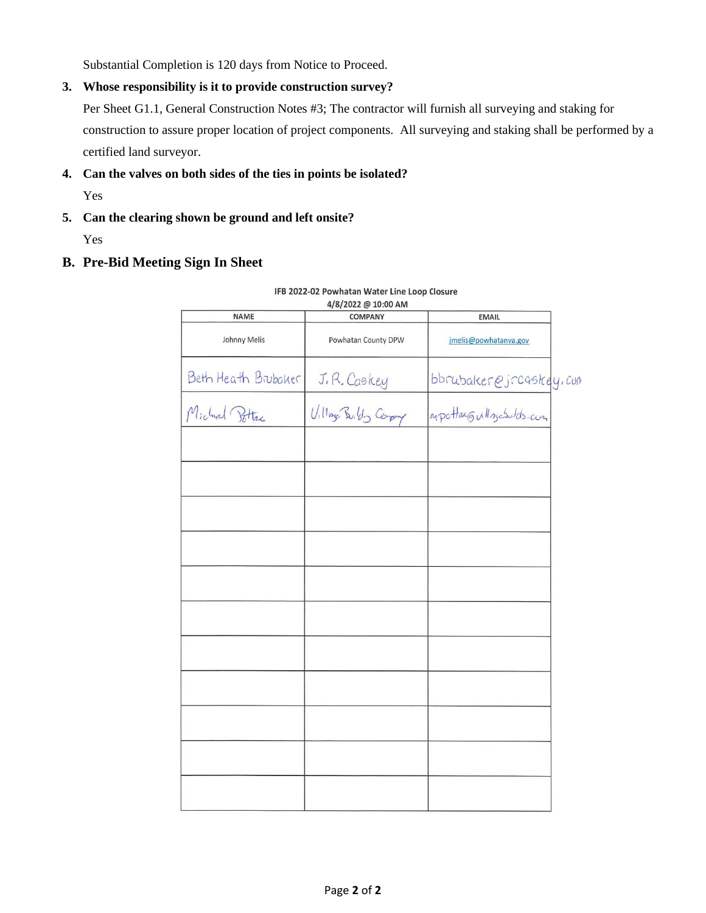Substantial Completion is 120 days from Notice to Proceed.

3. **Whose responsibility is it to provide construction survey?**

   Per Sheet G1.1, General Construction Notes #3; The contractor will furnish all surveying and staking for construction to assure proper location of project components. All surveying and staking shall be performed by a certified land surveyor.

4. **Can the valves on both sides of the ties in points be isolated?**

   Yes

5. **Can the clearing shown be ground and left onsite?**

   Yes

## B. Pre-Bid Meeting Sign In Sheet

IFB 2022-02 Powhatan Water Line Loop Closure
4/8/2022 @ 10:00 AM

| NAME | COMPANY | EMAIL |
| --- | --- | --- |
| Johnny Melis | Powhatan County DPW | jmelis@powhatanva.gov |
| Beth Heath Brubaker | J.R. Caskey | bbrubaker@jrcaskey.com |
| Michael Potter | Village Building Company | mpotter@villagebuilds.com |
| | | |
| | | |
| | | |
| | | |
| | | |
| | | |
| | | |
| | | |
| | | |
| | | |
| | | |